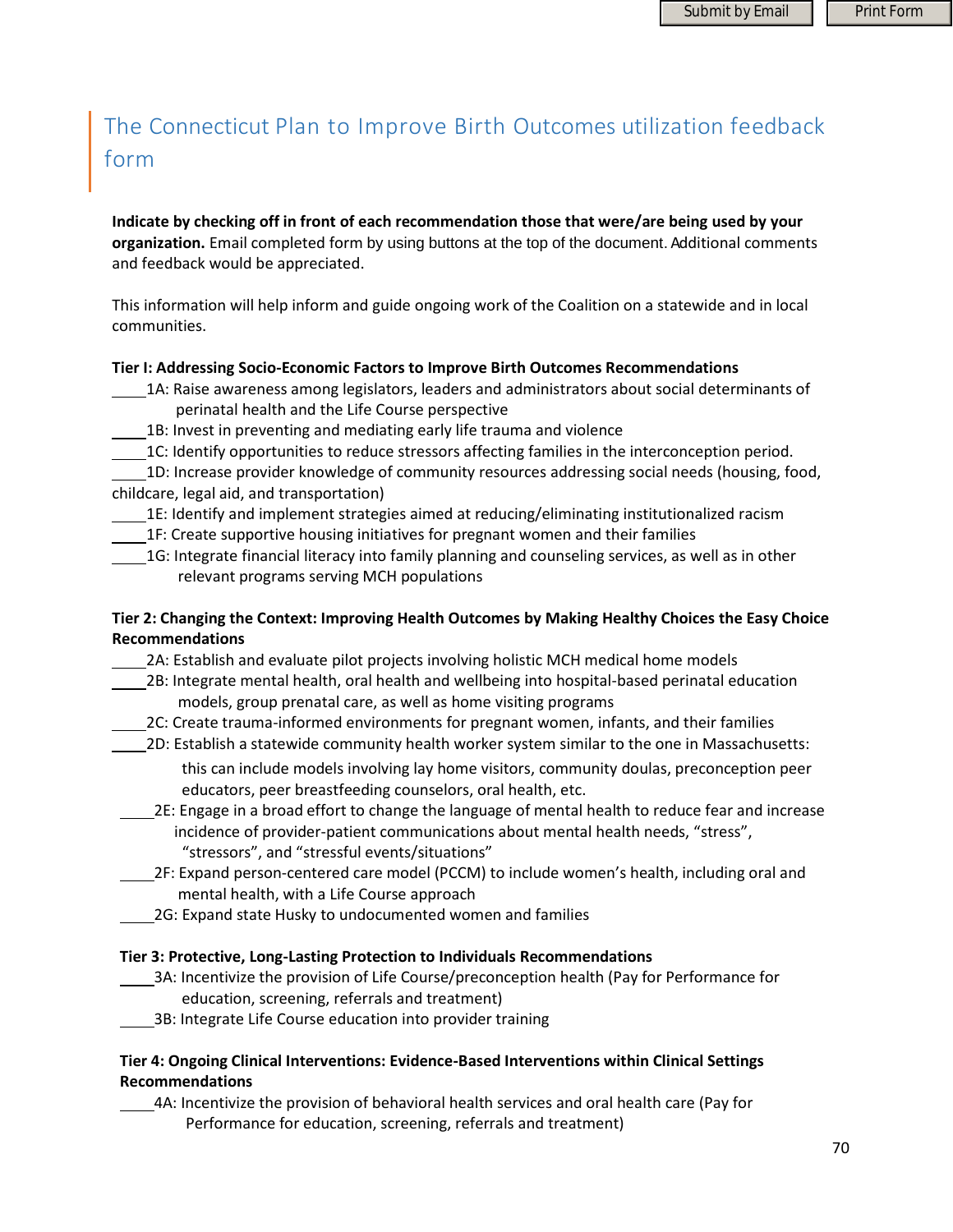# The Connecticut Plan to Improve Birth Outcomes utilization feedback form

**Indicate by checking off in front of each recommendation those that were/are being used by your organization.** Email completed form by using buttons at the top of the document. Additional comments and feedback would be appreciated.

This information will help inform and guide ongoing work of the Coalition on a statewide and in local communities.

**Tier I: Addressing Socio-Economic Factors to Improve Birth Outcomes Recommendations**

- ____1A: Raise awareness among legislators, leaders and administrators about social determinants of perinatal health and the Life Course perspective
- ____1B: Invest in preventing and mediating early life trauma and violence
- ____1C: Identify opportunities to reduce stressors affecting families in the interconception period.
- ____1D: Increase provider knowledge of community resources addressing social needs (housing, food, childcare, legal aid, and transportation)
- ____1E: Identify and implement strategies aimed at reducing/eliminating institutionalized racism
- ____1F: Create supportive housing initiatives for pregnant women and their families
- ____1G: Integrate financial literacy into family planning and counseling services, as well as in other relevant programs serving MCH populations

**Tier 2: Changing the Context: Improving Health Outcomes by Making Healthy Choices the Easy Choice Recommendations**

- ____2A: Establish and evaluate pilot projects involving holistic MCH medical home models
- ____2B: Integrate mental health, oral health and wellbeing into hospital-based perinatal education models, group prenatal care, as well as home visiting programs
- ____2C: Create trauma-informed environments for pregnant women, infants, and their families
- ____2D: Establish a statewide community health worker system similar to the one in Massachusetts: this can include models involving lay home visitors, community doulas, preconception peer educators, peer breastfeeding counselors, oral health, etc.
- ____2E: Engage in a broad effort to change the language of mental health to reduce fear and increase incidence of provider-patient communications about mental health needs, "stress", "stressors", and "stressful events/situations"
- ____2F: Expand person-centered care model (PCCM) to include women's health, including oral and mental health, with a Life Course approach
- ____2G: Expand state Husky to undocumented women and families

**Tier 3: Protective, Long-Lasting Protection to Individuals Recommendations**

- ____3A: Incentivize the provision of Life Course/preconception health (Pay for Performance for education, screening, referrals and treatment)
- ____3B: Integrate Life Course education into provider training

**Tier 4: Ongoing Clinical Interventions: Evidence-Based Interventions within Clinical Settings Recommendations**

- ____4A: Incentivize the provision of behavioral health services and oral health care (Pay for Performance for education, screening, referrals and treatment)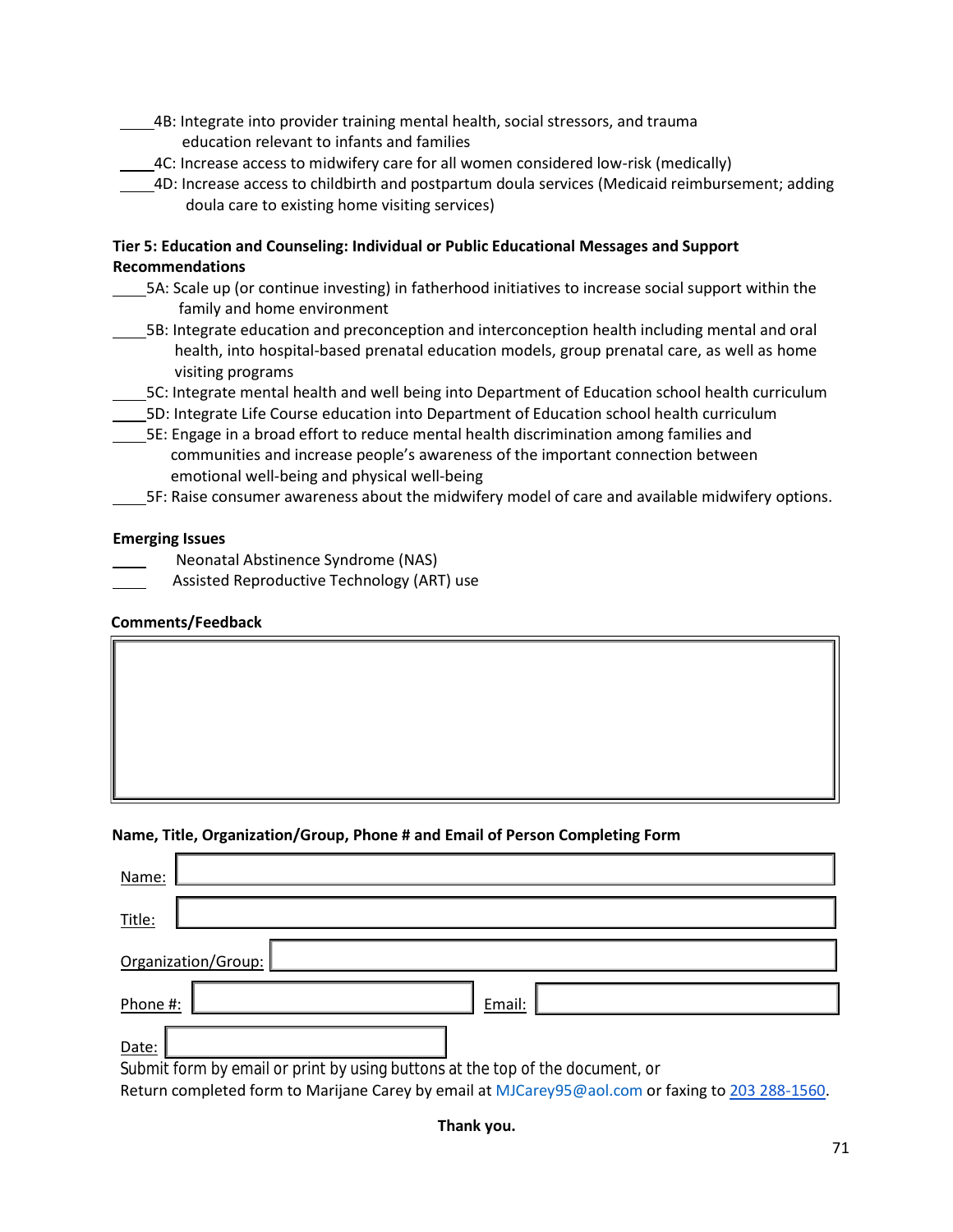____4B: Integrate into provider training mental health, social stressors, and trauma education relevant to infants and families

____4C: Increase access to midwifery care for all women considered low-risk (medically)

____4D: Increase access to childbirth and postpartum doula services (Medicaid reimbursement; adding doula care to existing home visiting services)

**Tier 5: Education and Counseling: Individual or Public Educational Messages and Support Recommendations**

____5A: Scale up (or continue investing) in fatherhood initiatives to increase social support within the family and home environment

____5B: Integrate education and preconception and interconception health including mental and oral health, into hospital-based prenatal education models, group prenatal care, as well as home visiting programs

____5C: Integrate mental health and well being into Department of Education school health curriculum

____5D: Integrate Life Course education into Department of Education school health curriculum

____5E: Engage in a broad effort to reduce mental health discrimination among families and communities and increase people's awareness of the important connection between emotional well-being and physical well-being

____5F: Raise consumer awareness about the midwifery model of care and available midwifery options.

**Emerging Issues**

____ Neonatal Abstinence Syndrome (NAS)

____ Assisted Reproductive Technology (ART) use

**Comments/Feedback**

**Name, Title, Organization/Group, Phone # and Email of Person Completing Form**

Name:

Title:

Organization/Group:

Phone #: Email:

Date:

Submit form by email or print by using buttons at the top of the document, or
Return completed form to Marijane Carey by email at MJCarey95@aol.com or faxing to 203 288-1560.

**Thank you.**